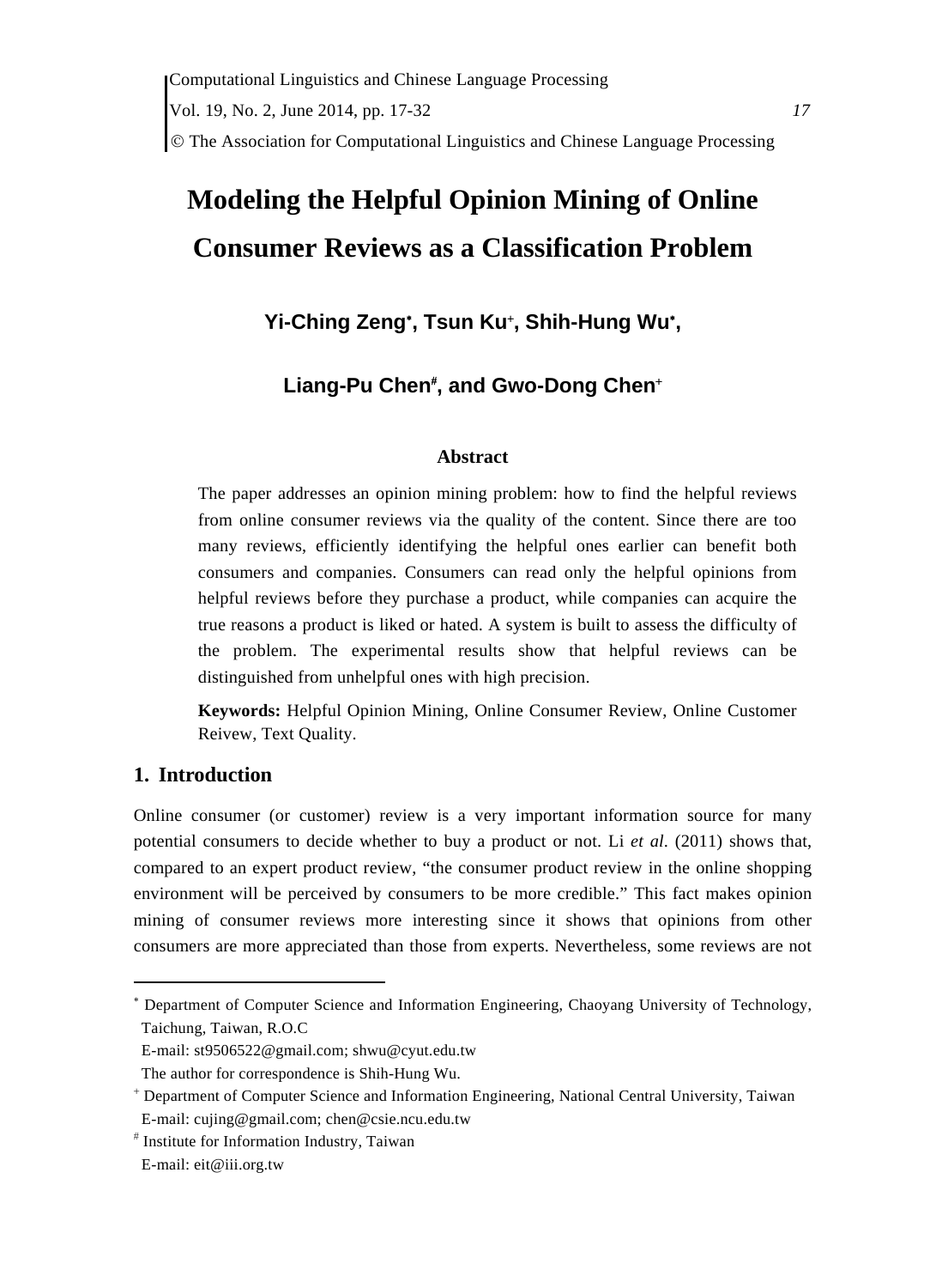# Modeling the Helpful Opinion Mining of Online Consumer Reviews as a Classification Problem

**Yi-Ching Zeng[*], Tsun Ku[+], Shih-Hung Wu[*], Liang-Pu Chen[#], and Gwo-Dong Chen[+]**

## Abstract

The paper addresses an opinion mining problem: how to find the helpful reviews from online consumer reviews via the quality of the content. Since there are too many reviews, efficiently identifying the helpful ones earlier can benefit both consumers and companies. Consumers can read only the helpful opinions from helpful reviews before they purchase a product, while companies can acquire the true reasons a product is liked or hated. A system is built to assess the difficulty of the problem. The experimental results show that helpful reviews can be distinguished from unhelpful ones with high precision.

**Keywords:** Helpful Opinion Mining, Online Consumer Review, Online Customer Reivew, Text Quality.

## 1. Introduction

Online consumer (or customer) review is a very important information source for many potential consumers to decide whether to buy a product or not. Li *et al.* (2011) shows that, compared to an expert product review, "the consumer product review in the online shopping environment will be perceived by consumers to be more credible." This fact makes opinion mining of consumer reviews more interesting since it shows that opinions from other consumers are more appreciated than those from experts. Nevertheless, some reviews are not

---

[*] Department of Computer Science and Information Engineering, Chaoyang University of Technology, Taichung, Taiwan, R.O.C
E-mail: st9506522@gmail.com; shwu@cyut.edu.tw
The author for correspondence is Shih-Hung Wu.

[+] Department of Computer Science and Information Engineering, National Central University, Taiwan
E-mail: cujing@gmail.com; chen@csie.ncu.edu.tw

[#] Institute for Information Industry, Taiwan
E-mail: eit@iii.org.tw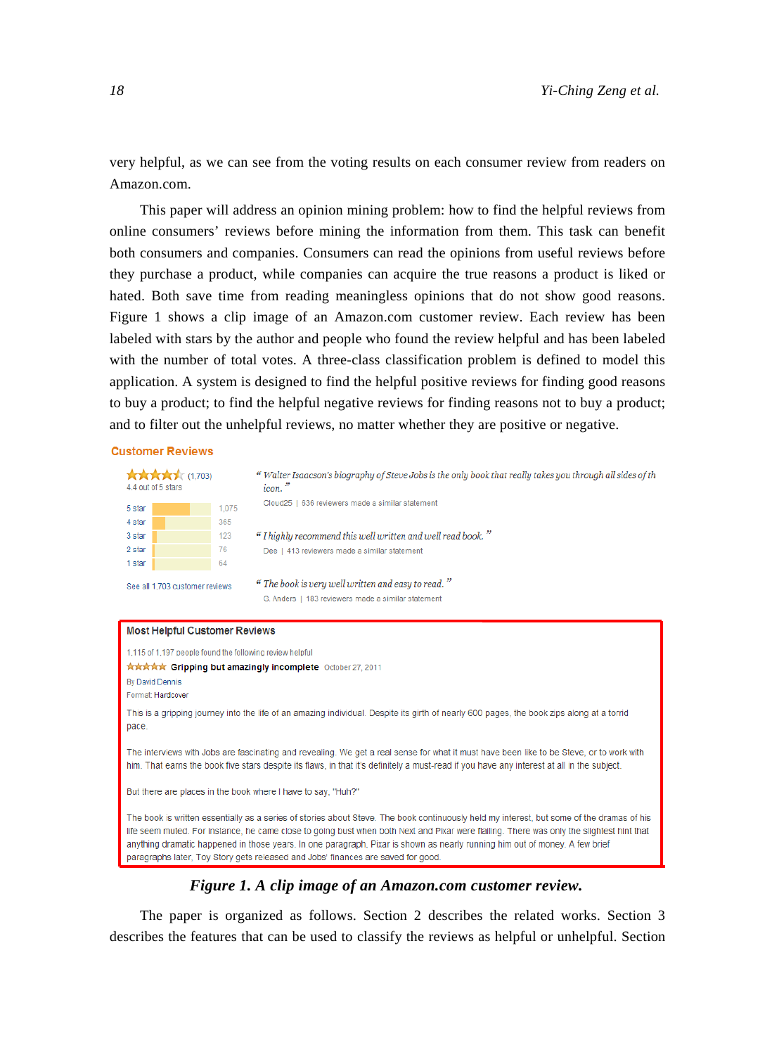very helpful, as we can see from the voting results on each consumer review from readers on Amazon.com.

This paper will address an opinion mining problem: how to find the helpful reviews from online consumers' reviews before mining the information from them. This task can benefit both consumers and companies. Consumers can read the opinions from useful reviews before they purchase a product, while companies can acquire the true reasons a product is liked or hated. Both save time from reading meaningless opinions that do not show good reasons. Figure 1 shows a clip image of an Amazon.com customer review. Each review has been labeled with stars by the author and people who found the review helpful and has been labeled with the number of total votes. A three-class classification problem is defined to model this application. A system is designed to find the helpful positive reviews for finding good reasons to buy a product; to find the helpful negative reviews for finding reasons not to buy a product; and to filter out the unhelpful reviews, no matter whether they are positive or negative.

**Customer Reviews**

(1,703)
4.4 out of 5 stars

| | |
|---|---|
| 5 star | 1,075 |
| 4 star | 365 |
| 3 star | 123 |
| 2 star | 76 |
| 1 star | 64 |

See all 1,703 customer reviews

*"Walter Isaacson's biography of Steve Jobs is the only book that really takes you through all sides of th icon."*
Cloud25 | 636 reviewers made a similar statement

*"I highly recommend this well written and well read book."*
Dee | 413 reviewers made a similar statement

*"The book is very well written and easy to read."*
G. Anders | 183 reviewers made a similar statement

**Most Helpful Customer Reviews**

1,115 of 1,197 people found the following review helpful
**Gripping but amazingly incomplete** October 27, 2011
By David Dennis
Format: Hardcover

This is a gripping journey into the life of an amazing individual. Despite its girth of nearly 600 pages, the book zips along at a torrid pace.

The interviews with Jobs are fascinating and revealing. We get a real sense for what it must have been like to be Steve, or to work with him. That earns the book five stars despite its flaws, in that it's definitely a must-read if you have any interest at all in the subject.

But there are places in the book where I have to say, "Huh?"

The book is written essentially as a series of stories about Steve. The book continuously held my interest, but some of the dramas of his life seem muted. For instance, he came close to going bust when both Next and Pixar were flailing. There was only the slightest hint that anything dramatic happened in those years. In one paragraph, Pixar is shown as nearly running him out of money. A few brief paragraphs later, Toy Story gets released and Jobs' finances are saved for good.

***Figure 1. A clip image of an Amazon.com customer review.***

The paper is organized as follows. Section 2 describes the related works. Section 3 describes the features that can be used to classify the reviews as helpful or unhelpful. Section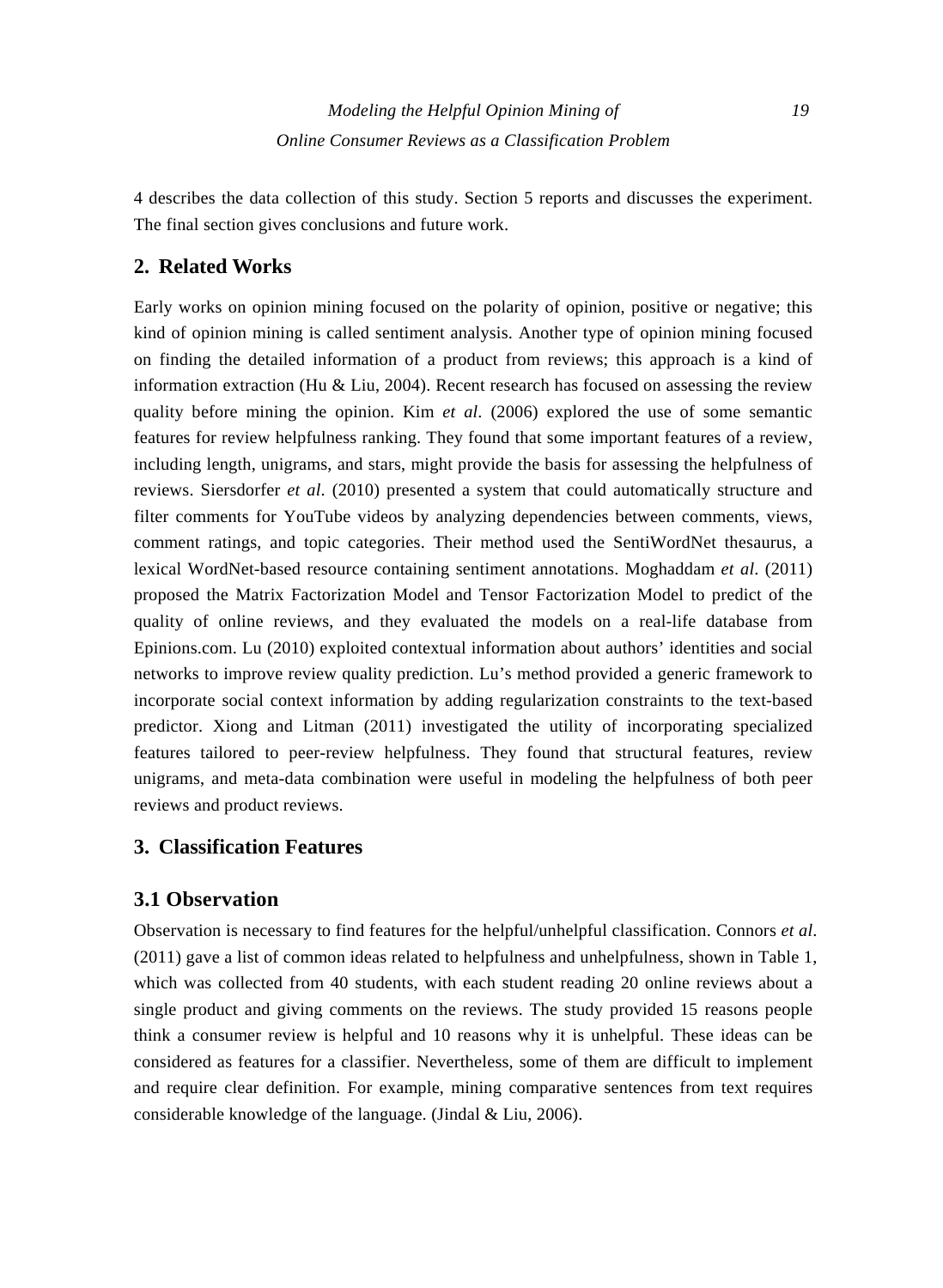4 describes the data collection of this study. Section 5 reports and discusses the experiment. The final section gives conclusions and future work.

## 2. Related Works

Early works on opinion mining focused on the polarity of opinion, positive or negative; this kind of opinion mining is called sentiment analysis. Another type of opinion mining focused on finding the detailed information of a product from reviews; this approach is a kind of information extraction (Hu & Liu, 2004). Recent research has focused on assessing the review quality before mining the opinion. Kim *et al*. (2006) explored the use of some semantic features for review helpfulness ranking. They found that some important features of a review, including length, unigrams, and stars, might provide the basis for assessing the helpfulness of reviews. Siersdorfer *et al*. (2010) presented a system that could automatically structure and filter comments for YouTube videos by analyzing dependencies between comments, views, comment ratings, and topic categories. Their method used the SentiWordNet thesaurus, a lexical WordNet-based resource containing sentiment annotations. Moghaddam *et al*. (2011) proposed the Matrix Factorization Model and Tensor Factorization Model to predict of the quality of online reviews, and they evaluated the models on a real-life database from Epinions.com. Lu (2010) exploited contextual information about authors' identities and social networks to improve review quality prediction. Lu's method provided a generic framework to incorporate social context information by adding regularization constraints to the text-based predictor. Xiong and Litman (2011) investigated the utility of incorporating specialized features tailored to peer-review helpfulness. They found that structural features, review unigrams, and meta-data combination were useful in modeling the helpfulness of both peer reviews and product reviews.

## 3. Classification Features

### 3.1 Observation

Observation is necessary to find features for the helpful/unhelpful classification. Connors *et al*. (2011) gave a list of common ideas related to helpfulness and unhelpfulness, shown in Table 1, which was collected from 40 students, with each student reading 20 online reviews about a single product and giving comments on the reviews. The study provided 15 reasons people think a consumer review is helpful and 10 reasons why it is unhelpful. These ideas can be considered as features for a classifier. Nevertheless, some of them are difficult to implement and require clear definition. For example, mining comparative sentences from text requires considerable knowledge of the language. (Jindal & Liu, 2006).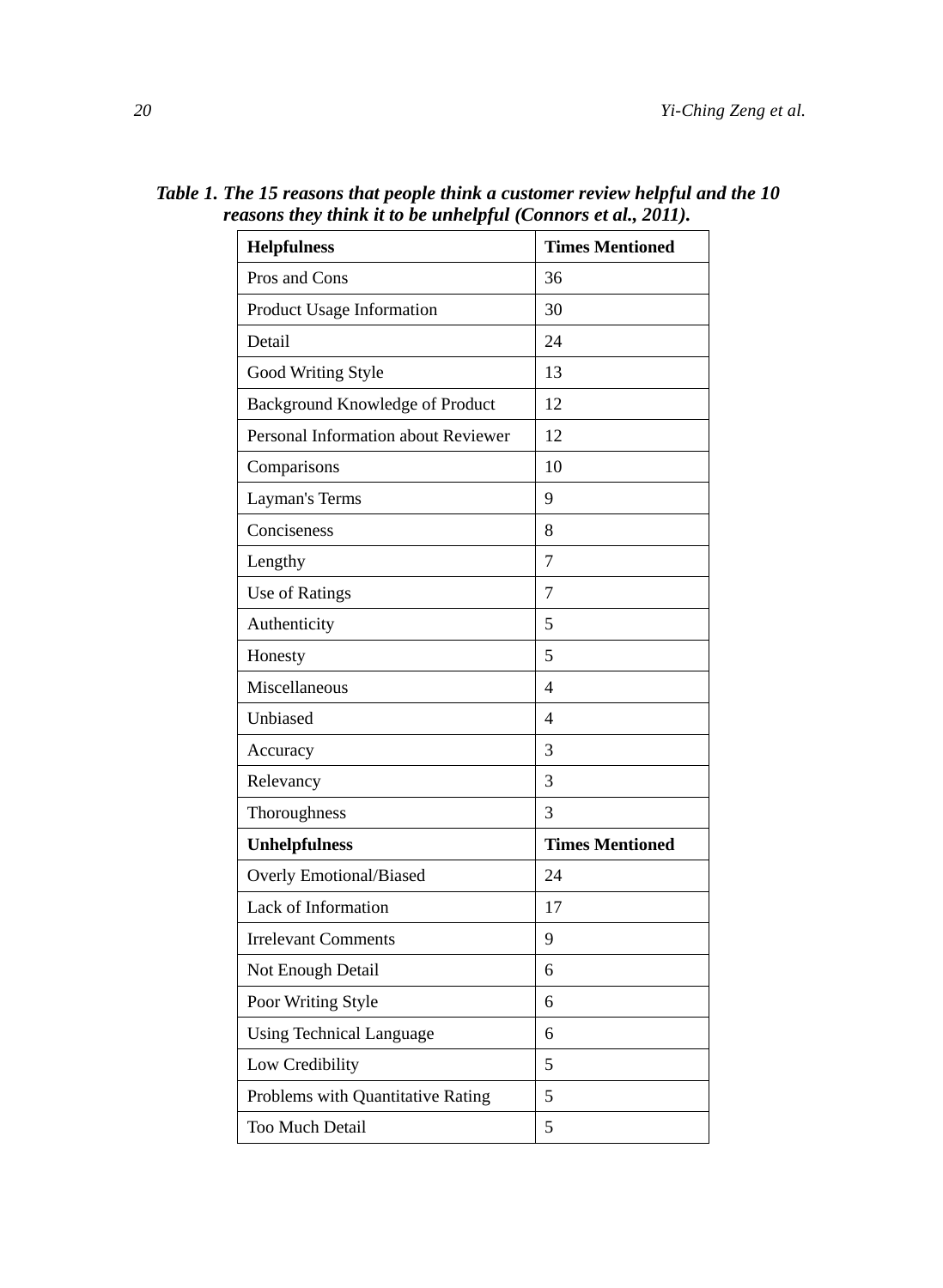***Table 1. The 15 reasons that people think a customer review helpful and the 10 reasons they think it to be unhelpful (Connors et al., 2011).***

| **Helpfulness** | **Times Mentioned** |
|---|---|
| Pros and Cons | 36 |
| Product Usage Information | 30 |
| Detail | 24 |
| Good Writing Style | 13 |
| Background Knowledge of Product | 12 |
| Personal Information about Reviewer | 12 |
| Comparisons | 10 |
| Layman's Terms | 9 |
| Conciseness | 8 |
| Lengthy | 7 |
| Use of Ratings | 7 |
| Authenticity | 5 |
| Honesty | 5 |
| Miscellaneous | 4 |
| Unbiased | 4 |
| Accuracy | 3 |
| Relevancy | 3 |
| Thoroughness | 3 |
| **Unhelpfulness** | **Times Mentioned** |
| Overly Emotional/Biased | 24 |
| Lack of Information | 17 |
| Irrelevant Comments | 9 |
| Not Enough Detail | 6 |
| Poor Writing Style | 6 |
| Using Technical Language | 6 |
| Low Credibility | 5 |
| Problems with Quantitative Rating | 5 |
| Too Much Detail | 5 |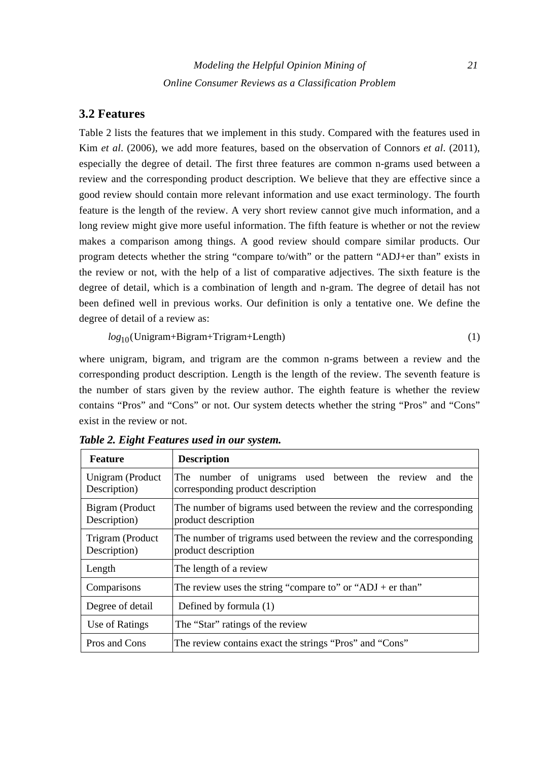## 3.2 Features

Table 2 lists the features that we implement in this study. Compared with the features used in Kim *et al*. (2006), we add more features, based on the observation of Connors *et al*. (2011), especially the degree of detail. The first three features are common n-grams used between a review and the corresponding product description. We believe that they are effective since a good review should contain more relevant information and use exact terminology. The fourth feature is the length of the review. A very short review cannot give much information, and a long review might give more useful information. The fifth feature is whether or not the review makes a comparison among things. A good review should compare similar products. Our program detects whether the string "compare to/with" or the pattern "ADJ+er than" exists in the review or not, with the help of a list of comparative adjectives. The sixth feature is the degree of detail, which is a combination of length and n-gram. The degree of detail has not been defined well in previous works. Our definition is only a tentative one. We define the degree of detail of a review as:

$$log_{10}(\text{Unigram+Bigram+Trigram+Length}) \quad (1)$$

where unigram, bigram, and trigram are the common n-grams between a review and the corresponding product description. Length is the length of the review. The seventh feature is the number of stars given by the review author. The eighth feature is whether the review contains "Pros" and "Cons" or not. Our system detects whether the string "Pros" and "Cons" exist in the review or not.

***Table 2. Eight Features used in our system.***

| Feature | Description |
|---|---|
| Unigram (Product Description) | The number of unigrams used between the review and the corresponding product description |
| Bigram (Product Description) | The number of bigrams used between the review and the corresponding product description |
| Trigram (Product Description) | The number of trigrams used between the review and the corresponding product description |
| Length | The length of a review |
| Comparisons | The review uses the string "compare to" or "ADJ + er than" |
| Degree of detail | Defined by formula (1) |
| Use of Ratings | The "Star" ratings of the review |
| Pros and Cons | The review contains exact the strings "Pros" and "Cons" |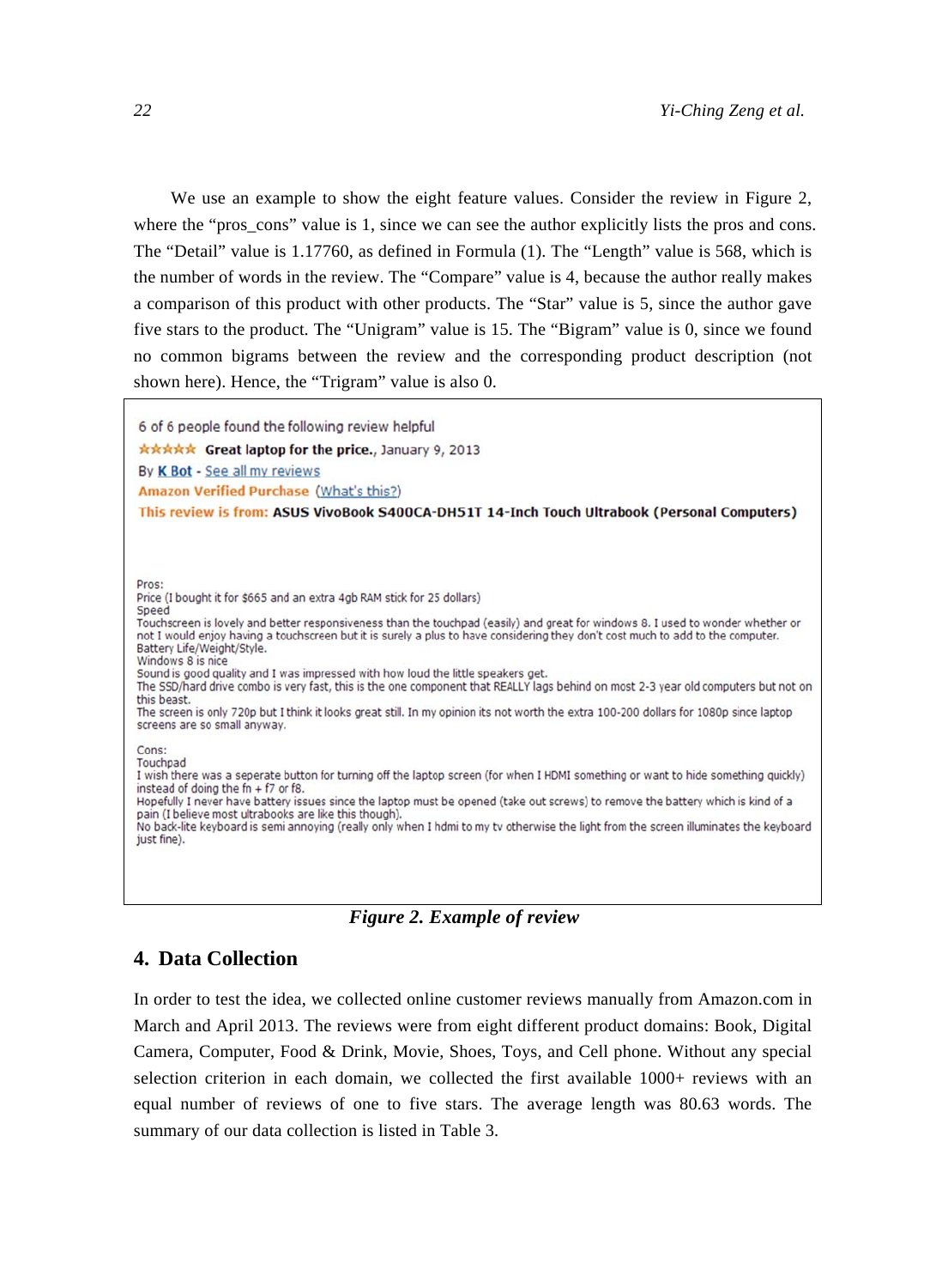We use an example to show the eight feature values. Consider the review in Figure 2, where the "pros_cons" value is 1, since we can see the author explicitly lists the pros and cons. The "Detail" value is 1.17760, as defined in Formula (1). The "Length" value is 568, which is the number of words in the review. The "Compare" value is 4, because the author really makes a comparison of this product with other products. The "Star" value is 5, since the author gave five stars to the product. The "Unigram" value is 15. The "Bigram" value is 0, since we found no common bigrams between the review and the corresponding product description (not shown here). Hence, the "Trigram" value is also 0.

6 of 6 people found the following review helpful

☆☆☆☆☆ **Great laptop for the price.**, January 9, 2013

By K Bot - See all my reviews

Amazon Verified Purchase (What's this?)

This review is from: **ASUS VivoBook S400CA-DH51T 14-Inch Touch Ultrabook (Personal Computers)**

Pros:
Price (I bought it for $665 and an extra 4gb RAM stick for 25 dollars)
Speed
Touchscreen is lovely and better responsiveness than the touchpad (easily) and great for windows 8. I used to wonder whether or not I would enjoy having a touchscreen but it is surely a plus to have considering they don't cost much to add to the computer.
Battery Life/Weight/Style.
Windows 8 is nice
Sound is good quality and I was impressed with how loud the little speakers get.
The SSD/hard drive combo is very fast, this is the one component that REALLY lags behind on most 2-3 year old computers but not on this beast.
The screen is only 720p but I think it looks great still. In my opinion its not worth the extra 100-200 dollars for 1080p since laptop screens are so small anyway.

Cons:
Touchpad
I wish there was a seperate button for turning off the laptop screen (for when I HDMI something or want to hide something quickly) instead of doing the fn + f7 or f8.
Hopefully I never have battery issues since the laptop must be opened (take out screws) to remove the battery which is kind of a pain (I believe most ultrabooks are like this though).
No back-lite keyboard is semi annoying (really only when I hdmi to my tv otherwise the light from the screen illuminates the keyboard just fine).

***Figure 2. Example of review***

## 4. Data Collection

In order to test the idea, we collected online customer reviews manually from Amazon.com in March and April 2013. The reviews were from eight different product domains: Book, Digital Camera, Computer, Food & Drink, Movie, Shoes, Toys, and Cell phone. Without any special selection criterion in each domain, we collected the first available 1000+ reviews with an equal number of reviews of one to five stars. The average length was 80.63 words. The summary of our data collection is listed in Table 3.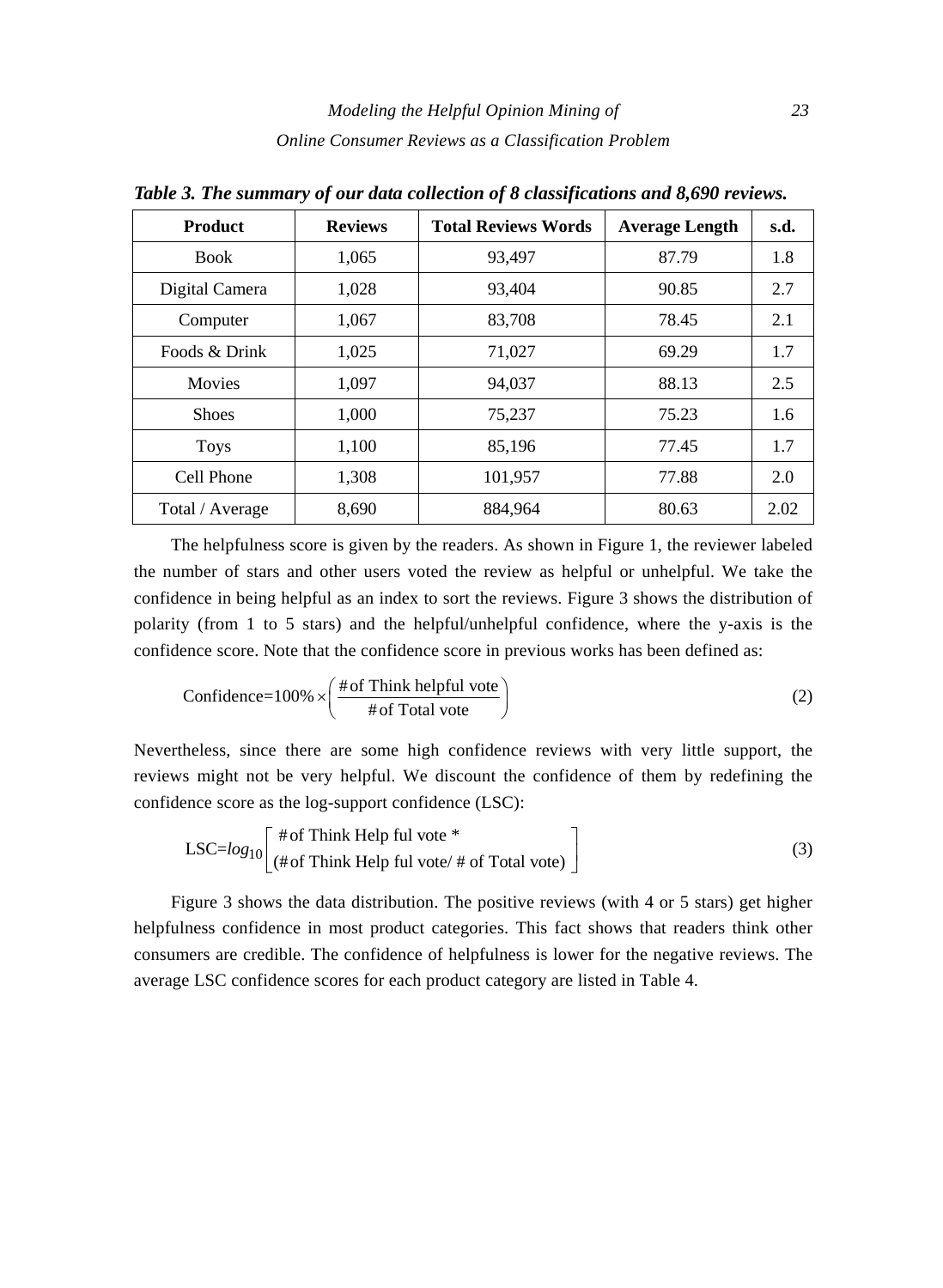***Table 3. The summary of our data collection of 8 classifications and 8,690 reviews.***

| Product | Reviews | Total Reviews Words | Average Length | s.d. |
|---|---|---|---|---|
| Book | 1,065 | 93,497 | 87.79 | 1.8 |
| Digital Camera | 1,028 | 93,404 | 90.85 | 2.7 |
| Computer | 1,067 | 83,708 | 78.45 | 2.1 |
| Foods & Drink | 1,025 | 71,027 | 69.29 | 1.7 |
| Movies | 1,097 | 94,037 | 88.13 | 2.5 |
| Shoes | 1,000 | 75,237 | 75.23 | 1.6 |
| Toys | 1,100 | 85,196 | 77.45 | 1.7 |
| Cell Phone | 1,308 | 101,957 | 77.88 | 2.0 |
| Total / Average | 8,690 | 884,964 | 80.63 | 2.02 |

The helpfulness score is given by the readers. As shown in Figure 1, the reviewer labeled the number of stars and other users voted the review as helpful or unhelpful. We take the confidence in being helpful as an index to sort the reviews. Figure 3 shows the distribution of polarity (from 1 to 5 stars) and the helpful/unhelpful confidence, where the y-axis is the confidence score. Note that the confidence score in previous works has been defined as:

$$\text{Confidence}=100\% \times \left( \frac{\#\text{of Think helpful vote}}{\#\text{of Total vote}} \right) \tag{2}$$

Nevertheless, since there are some high confidence reviews with very little support, the reviews might not be very helpful. We discount the confidence of them by redefining the confidence score as the log-support confidence (LSC):

$$\text{LSC}=log_{10}\left[ \begin{array}{l} \#\text{of Think Help ful vote *} \\ (\#\text{of Think Help ful vote/ \# of Total vote}) \end{array} \right] \tag{3}$$

Figure 3 shows the data distribution. The positive reviews (with 4 or 5 stars) get higher helpfulness confidence in most product categories. This fact shows that readers think other consumers are credible. The confidence of helpfulness is lower for the negative reviews. The average LSC confidence scores for each product category are listed in Table 4.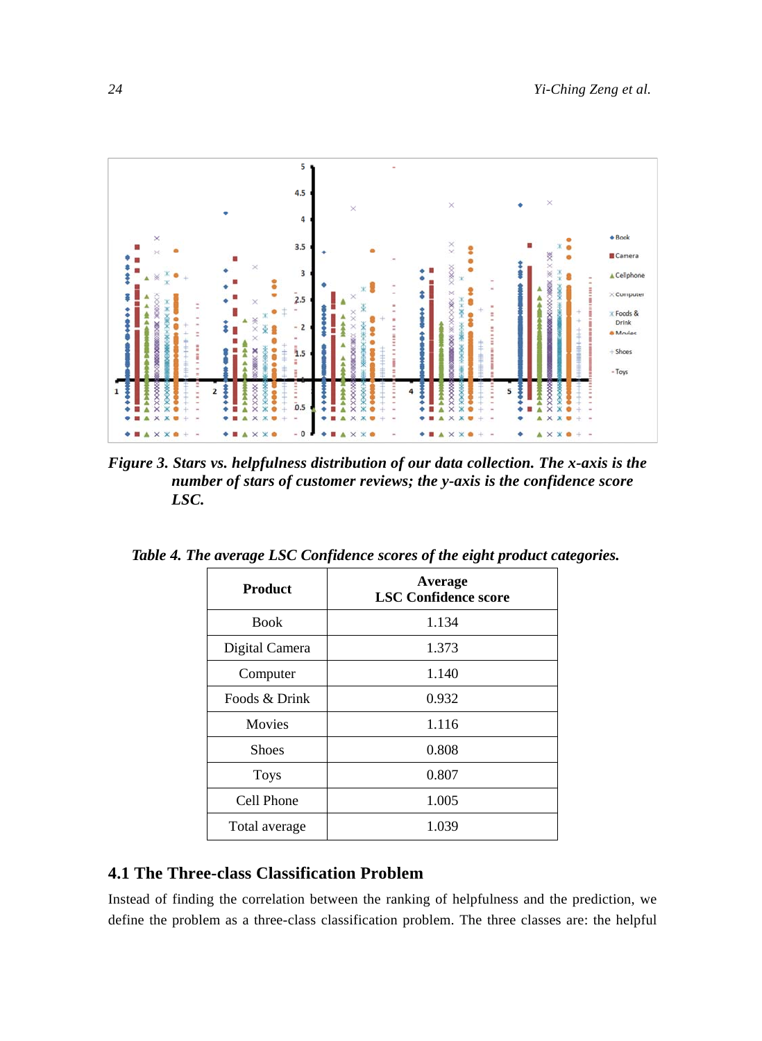***Figure 3. Stars vs. helpfulness distribution of our data collection. The x-axis is the number of stars of customer reviews; the y-axis is the confidence score LSC.***

***Table 4. The average LSC Confidence scores of the eight product categories.***

| Product | Average LSC Confidence score |
|---|---|
| Book | 1.134 |
| Digital Camera | 1.373 |
| Computer | 1.140 |
| Foods & Drink | 0.932 |
| Movies | 1.116 |
| Shoes | 0.808 |
| Toys | 0.807 |
| Cell Phone | 1.005 |
| Total average | 1.039 |

## 4.1 The Three-class Classification Problem

Instead of finding the correlation between the ranking of helpfulness and the prediction, we define the problem as a three-class classification problem. The three classes are: the helpful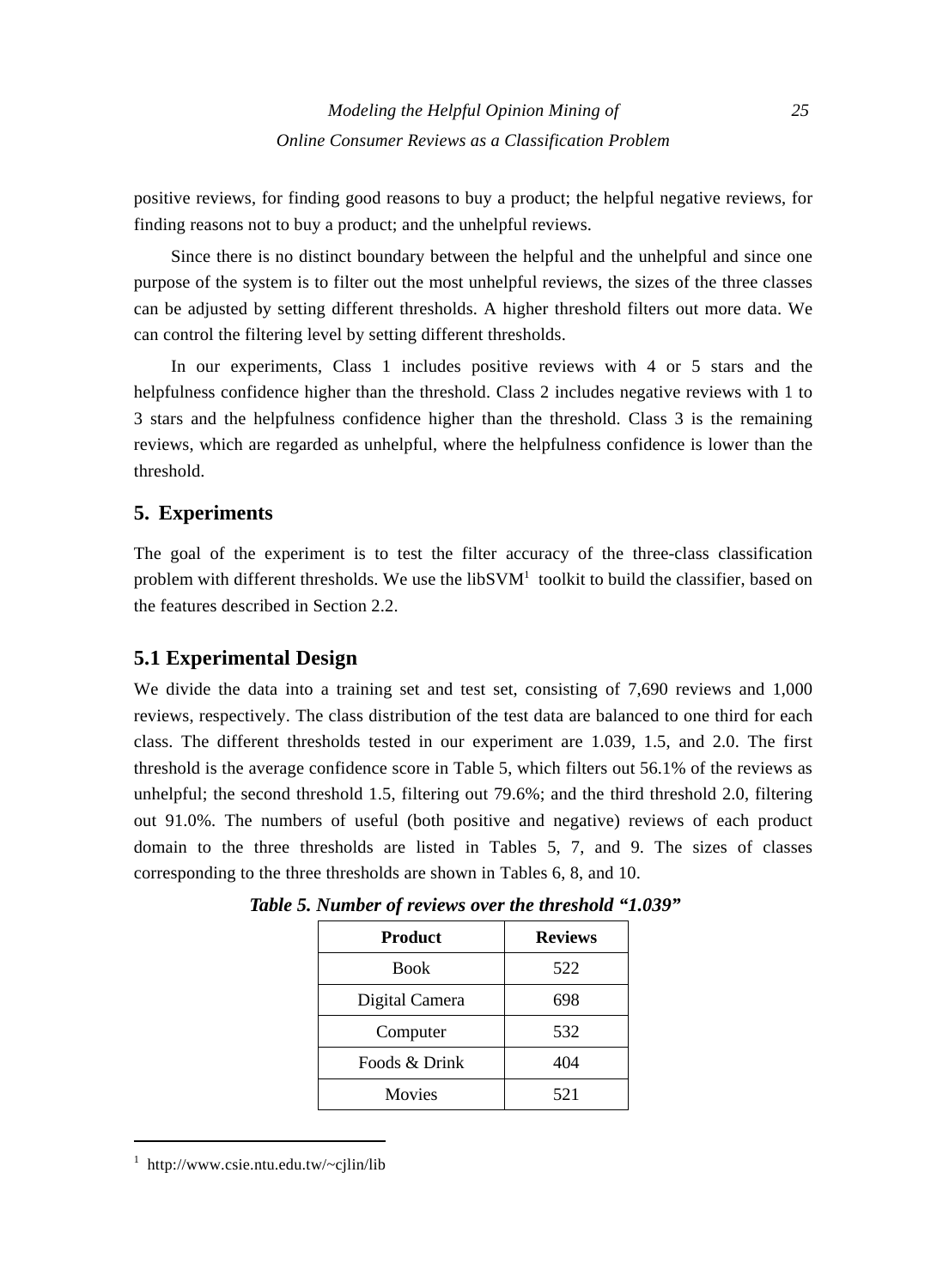positive reviews, for finding good reasons to buy a product; the helpful negative reviews, for finding reasons not to buy a product; and the unhelpful reviews.

Since there is no distinct boundary between the helpful and the unhelpful and since one purpose of the system is to filter out the most unhelpful reviews, the sizes of the three classes can be adjusted by setting different thresholds. A higher threshold filters out more data. We can control the filtering level by setting different thresholds.

In our experiments, Class 1 includes positive reviews with 4 or 5 stars and the helpfulness confidence higher than the threshold. Class 2 includes negative reviews with 1 to 3 stars and the helpfulness confidence higher than the threshold. Class 3 is the remaining reviews, which are regarded as unhelpful, where the helpfulness confidence is lower than the threshold.

## 5. Experiments

The goal of the experiment is to test the filter accuracy of the three-class classification problem with different thresholds. We use the libSVM[1] toolkit to build the classifier, based on the features described in Section 2.2.

### 5.1 Experimental Design

We divide the data into a training set and test set, consisting of 7,690 reviews and 1,000 reviews, respectively. The class distribution of the test data are balanced to one third for each class. The different thresholds tested in our experiment are 1.039, 1.5, and 2.0. The first threshold is the average confidence score in Table 5, which filters out 56.1% of the reviews as unhelpful; the second threshold 1.5, filtering out 79.6%; and the third threshold 2.0, filtering out 91.0%. The numbers of useful (both positive and negative) reviews of each product domain to the three thresholds are listed in Tables 5, 7, and 9. The sizes of classes corresponding to the three thresholds are shown in Tables 6, 8, and 10.

***Table 5. Number of reviews over the threshold "1.039"***

| Product | Reviews |
|---|---|
| Book | 522 |
| Digital Camera | 698 |
| Computer | 532 |
| Foods & Drink | 404 |
| Movies | 521 |

[1] http://www.csie.ntu.edu.tw/~cjlin/lib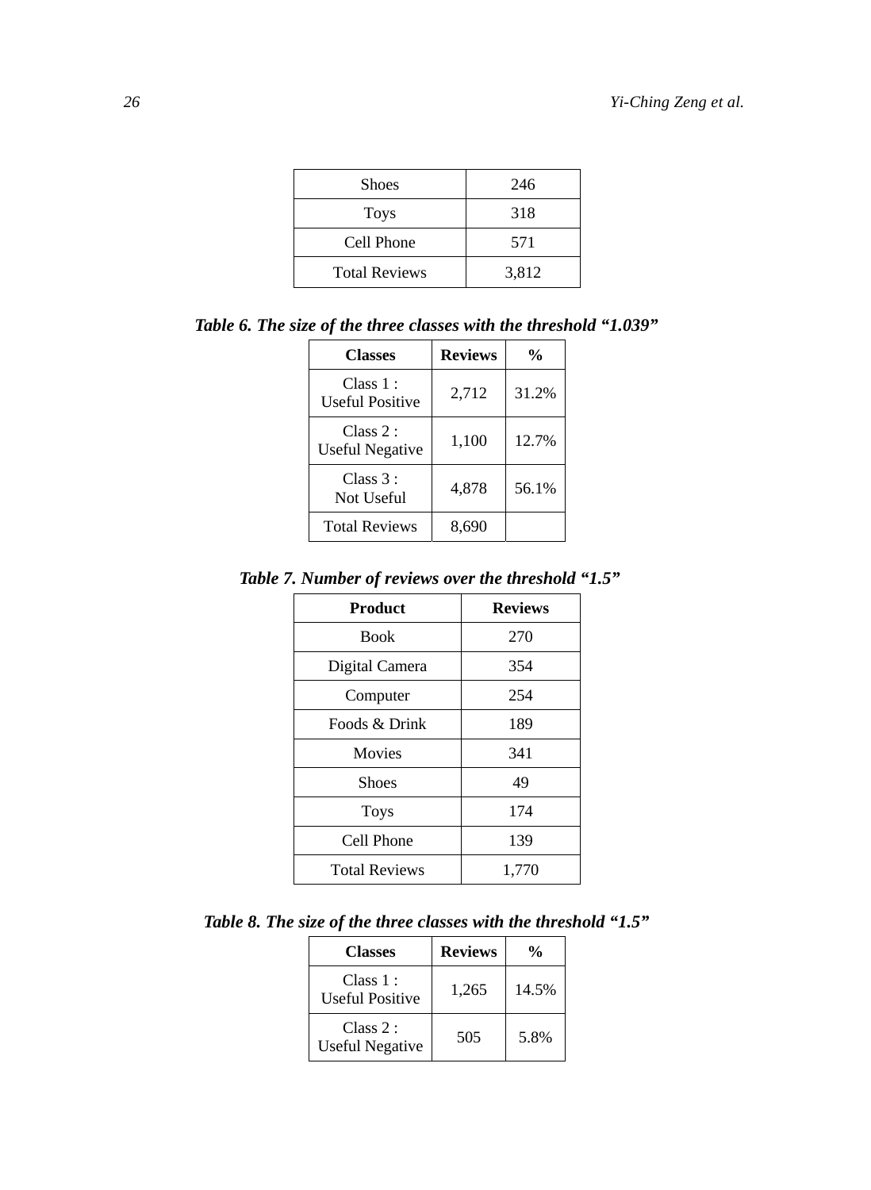| Shoes | 246 |
|---|---|
| Toys | 318 |
| Cell Phone | 571 |
| Total Reviews | 3,812 |

***Table 6. The size of the three classes with the threshold "1.039"***

| Classes | Reviews | % |
|---|---|---|
| Class 1 : Useful Positive | 2,712 | 31.2% |
| Class 2 : Useful Negative | 1,100 | 12.7% |
| Class 3 : Not Useful | 4,878 | 56.1% |
| Total Reviews | 8,690 | |

***Table 7. Number of reviews over the threshold "1.5"***

| Product | Reviews |
|---|---|
| Book | 270 |
| Digital Camera | 354 |
| Computer | 254 |
| Foods & Drink | 189 |
| Movies | 341 |
| Shoes | 49 |
| Toys | 174 |
| Cell Phone | 139 |
| Total Reviews | 1,770 |

***Table 8. The size of the three classes with the threshold "1.5"***

| Classes | Reviews | % |
|---|---|---|
| Class 1 : Useful Positive | 1,265 | 14.5% |
| Class 2 : Useful Negative | 505 | 5.8% |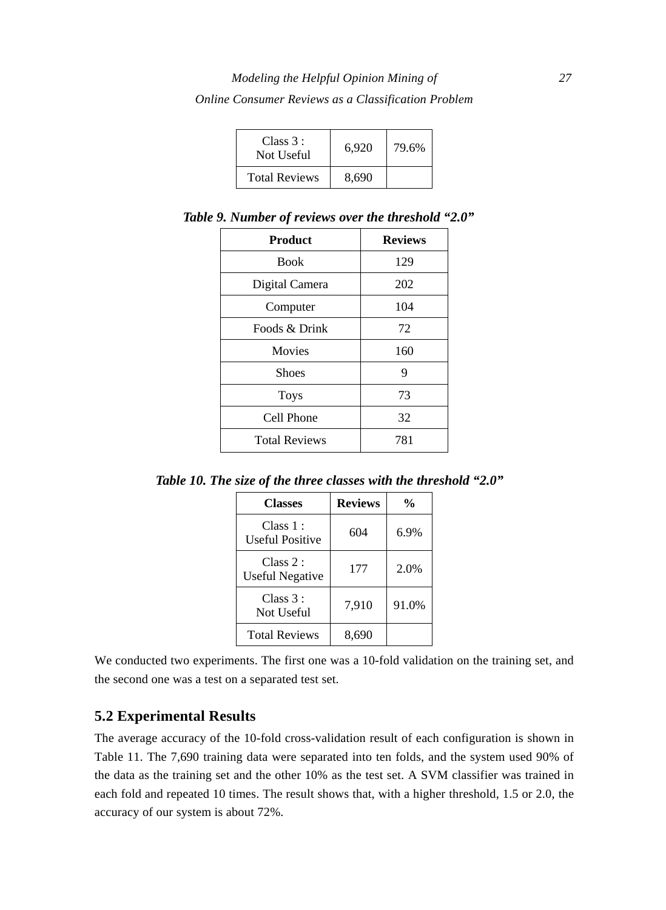| Class 3 : Not Useful | 6,920 | 79.6% |
| --- | --- | --- |
| Total Reviews | 8,690 | |

***Table 9. Number of reviews over the threshold "2.0"***

| Product | Reviews |
| --- | --- |
| Book | 129 |
| Digital Camera | 202 |
| Computer | 104 |
| Foods & Drink | 72 |
| Movies | 160 |
| Shoes | 9 |
| Toys | 73 |
| Cell Phone | 32 |
| Total Reviews | 781 |

***Table 10. The size of the three classes with the threshold "2.0"***

| Classes | Reviews | % |
| --- | --- | --- |
| Class 1 : Useful Positive | 604 | 6.9% |
| Class 2 : Useful Negative | 177 | 2.0% |
| Class 3 : Not Useful | 7,910 | 91.0% |
| Total Reviews | 8,690 | |

We conducted two experiments. The first one was a 10-fold validation on the training set, and the second one was a test on a separated test set.

## 5.2 Experimental Results

The average accuracy of the 10-fold cross-validation result of each configuration is shown in Table 11. The 7,690 training data were separated into ten folds, and the system used 90% of the data as the training set and the other 10% as the test set. A SVM classifier was trained in each fold and repeated 10 times. The result shows that, with a higher threshold, 1.5 or 2.0, the accuracy of our system is about 72%.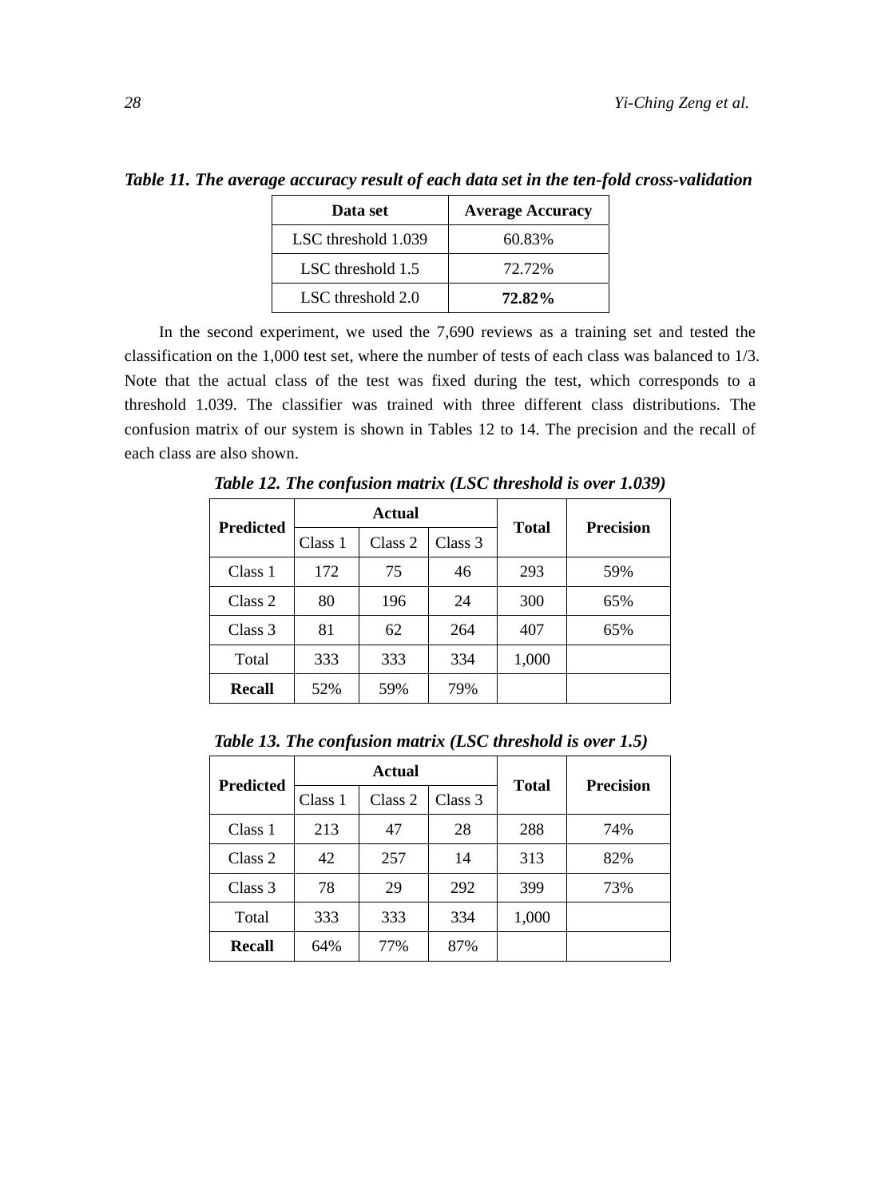**Table 11. The average accuracy result of each data set in the ten-fold cross-validation**

| Data set | Average Accuracy |
|---|---|
| LSC threshold 1.039 | 60.83% |
| LSC threshold 1.5 | 72.72% |
| LSC threshold 2.0 | **72.82%** |

In the second experiment, we used the 7,690 reviews as a training set and tested the classification on the 1,000 test set, where the number of tests of each class was balanced to 1/3. Note that the actual class of the test was fixed during the test, which corresponds to a threshold 1.039. The classifier was trained with three different class distributions. The confusion matrix of our system is shown in Tables 12 to 14. The precision and the recall of each class are also shown.

**Table 12. The confusion matrix (LSC threshold is over 1.039)**

| Predicted | Actual | | | Total | Precision |
|---|---|---|---|---|---|
| | Class 1 | Class 2 | Class 3 | | |
| Class 1 | 172 | 75 | 46 | 293 | 59% |
| Class 2 | 80 | 196 | 24 | 300 | 65% |
| Class 3 | 81 | 62 | 264 | 407 | 65% |
| Total | 333 | 333 | 334 | 1,000 | |
| **Recall** | 52% | 59% | 79% | | |

**Table 13. The confusion matrix (LSC threshold is over 1.5)**

| Predicted | Actual | | | Total | Precision |
|---|---|---|---|---|---|
| | Class 1 | Class 2 | Class 3 | | |
| Class 1 | 213 | 47 | 28 | 288 | 74% |
| Class 2 | 42 | 257 | 14 | 313 | 82% |
| Class 3 | 78 | 29 | 292 | 399 | 73% |
| Total | 333 | 333 | 334 | 1,000 | |
| **Recall** | 64% | 77% | 87% | | |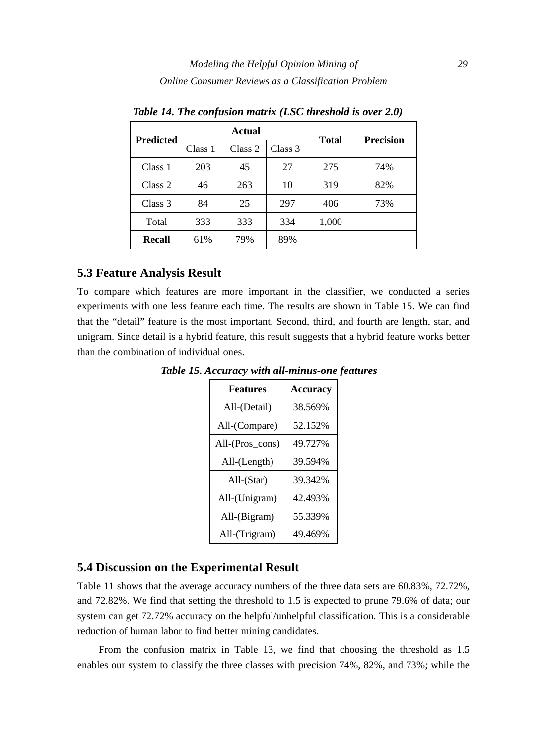***Table 14. The confusion matrix (LSC threshold is over 2.0)***

| **Predicted** | **Actual** | | | **Total** | **Precision** |
|---|---|---|---|---|---|
| | Class 1 | Class 2 | Class 3 | | |
| Class 1 | 203 | 45 | 27 | 275 | 74% |
| Class 2 | 46 | 263 | 10 | 319 | 82% |
| Class 3 | 84 | 25 | 297 | 406 | 73% |
| Total | 333 | 333 | 334 | 1,000 | |
| **Recall** | 61% | 79% | 89% | | |

## 5.3 Feature Analysis Result

To compare which features are more important in the classifier, we conducted a series experiments with one less feature each time. The results are shown in Table 15. We can find that the "detail" feature is the most important. Second, third, and fourth are length, star, and unigram. Since detail is a hybrid feature, this result suggests that a hybrid feature works better than the combination of individual ones.

***Table 15. Accuracy with all-minus-one features***

| **Features** | **Accuracy** |
|---|---|
| All-(Detail) | 38.569% |
| All-(Compare) | 52.152% |
| All-(Pros_cons) | 49.727% |
| All-(Length) | 39.594% |
| All-(Star) | 39.342% |
| All-(Unigram) | 42.493% |
| All-(Bigram) | 55.339% |
| All-(Trigram) | 49.469% |

## 5.4 Discussion on the Experimental Result

Table 11 shows that the average accuracy numbers of the three data sets are 60.83%, 72.72%, and 72.82%. We find that setting the threshold to 1.5 is expected to prune 79.6% of data; our system can get 72.72% accuracy on the helpful/unhelpful classification. This is a considerable reduction of human labor to find better mining candidates.

From the confusion matrix in Table 13, we find that choosing the threshold as 1.5 enables our system to classify the three classes with precision 74%, 82%, and 73%; while the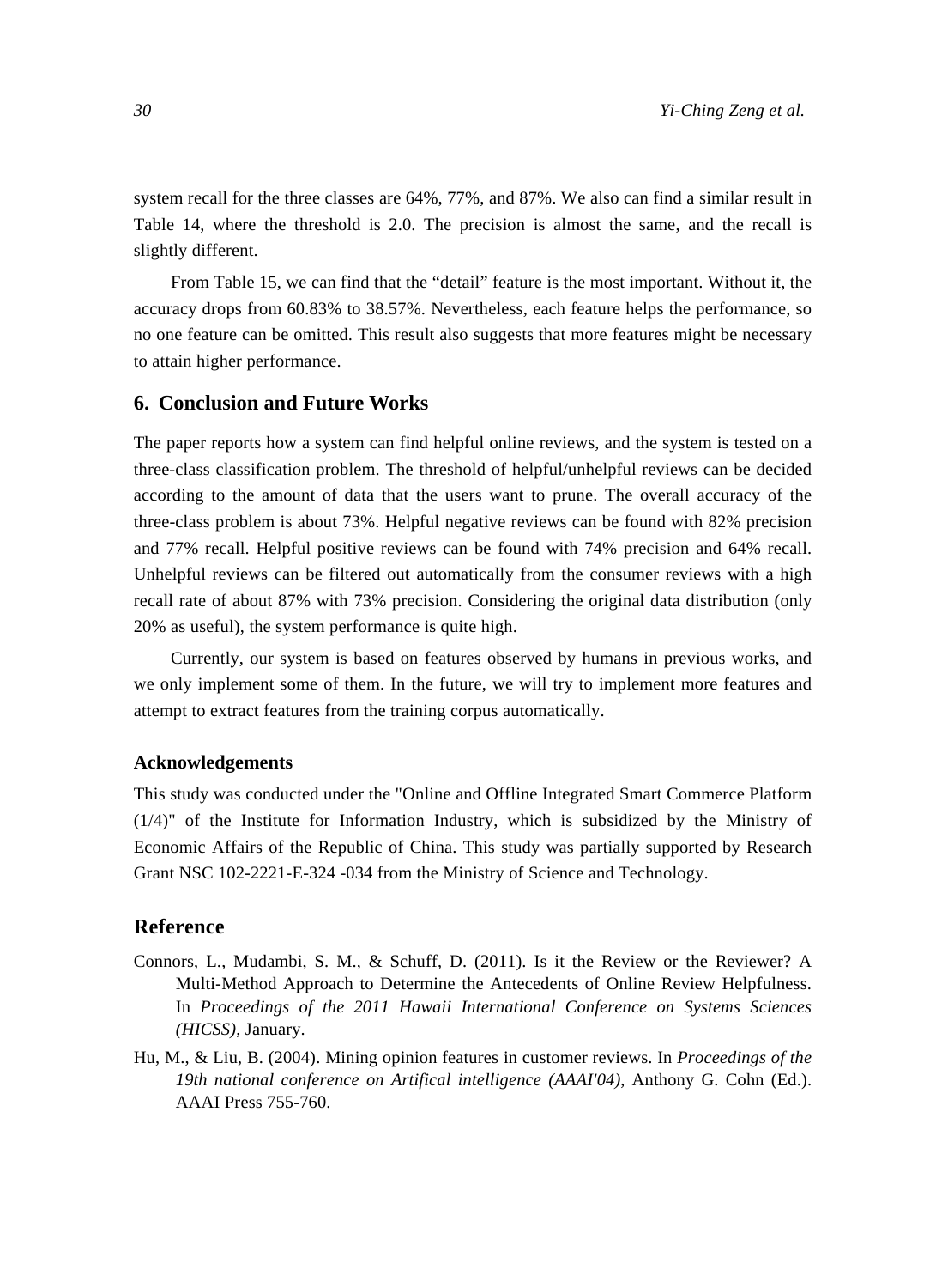system recall for the three classes are 64%, 77%, and 87%. We also can find a similar result in Table 14, where the threshold is 2.0. The precision is almost the same, and the recall is slightly different.

From Table 15, we can find that the "detail" feature is the most important. Without it, the accuracy drops from 60.83% to 38.57%. Nevertheless, each feature helps the performance, so no one feature can be omitted. This result also suggests that more features might be necessary to attain higher performance.

## 6. Conclusion and Future Works

The paper reports how a system can find helpful online reviews, and the system is tested on a three-class classification problem. The threshold of helpful/unhelpful reviews can be decided according to the amount of data that the users want to prune. The overall accuracy of the three-class problem is about 73%. Helpful negative reviews can be found with 82% precision and 77% recall. Helpful positive reviews can be found with 74% precision and 64% recall. Unhelpful reviews can be filtered out automatically from the consumer reviews with a high recall rate of about 87% with 73% precision. Considering the original data distribution (only 20% as useful), the system performance is quite high.

Currently, our system is based on features observed by humans in previous works, and we only implement some of them. In the future, we will try to implement more features and attempt to extract features from the training corpus automatically.

### Acknowledgements

This study was conducted under the "Online and Offline Integrated Smart Commerce Platform (1/4)" of the Institute for Information Industry, which is subsidized by the Ministry of Economic Affairs of the Republic of China. This study was partially supported by Research Grant NSC 102-2221-E-324 -034 from the Ministry of Science and Technology.

## Reference

Connors, L., Mudambi, S. M., & Schuff, D. (2011). Is it the Review or the Reviewer? A Multi-Method Approach to Determine the Antecedents of Online Review Helpfulness. In *Proceedings of the 2011 Hawaii International Conference on Systems Sciences (HICSS)*, January.

Hu, M., & Liu, B. (2004). Mining opinion features in customer reviews. In *Proceedings of the 19th national conference on Artifical intelligence (AAAI'04)*, Anthony G. Cohn (Ed.). AAAI Press 755-760.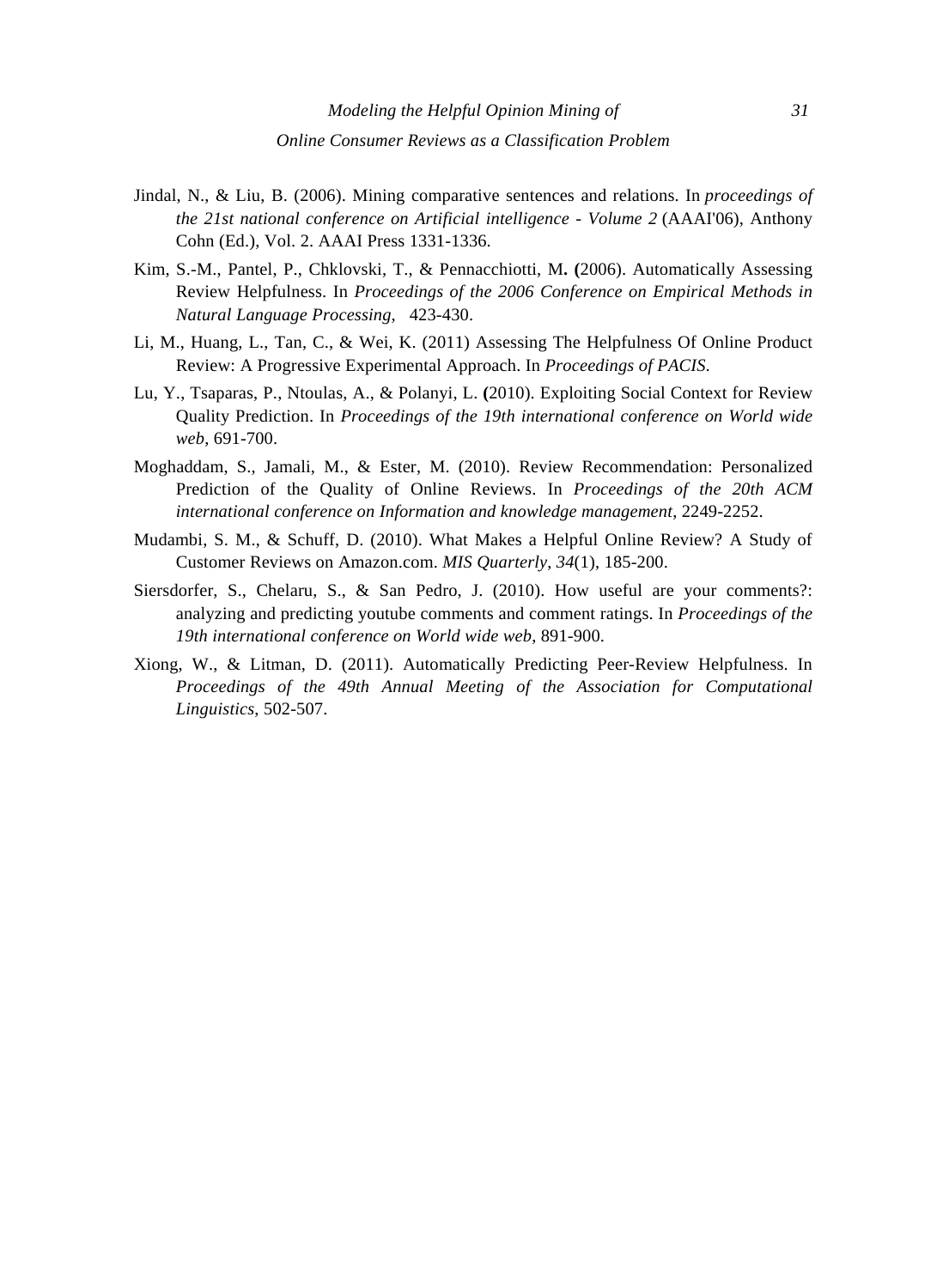Jindal, N., & Liu, B. (2006). Mining comparative sentences and relations. In *proceedings of the 21st national conference on Artificial intelligence - Volume 2* (AAAI'06), Anthony Cohn (Ed.), Vol. 2. AAAI Press 1331-1336.

Kim, S.-M., Pantel, P., Chklovski, T., & Pennacchiotti, M**.** **(**2006). Automatically Assessing Review Helpfulness. In *Proceedings of the 2006 Conference on Empirical Methods in Natural Language Processing*, 423-430.

Li, M., Huang, L., Tan, C., & Wei, K. (2011) Assessing The Helpfulness Of Online Product Review: A Progressive Experimental Approach. In *Proceedings of PACIS*.

Lu, Y., Tsaparas, P., Ntoulas, A., & Polanyi, L. **(**2010). Exploiting Social Context for Review Quality Prediction. In *Proceedings of the 19th international conference on World wide web*, 691-700.

Moghaddam, S., Jamali, M., & Ester, M. (2010). Review Recommendation: Personalized Prediction of the Quality of Online Reviews. In *Proceedings of the 20th ACM international conference on Information and knowledge management*, 2249-2252.

Mudambi, S. M., & Schuff, D. (2010). What Makes a Helpful Online Review? A Study of Customer Reviews on Amazon.com. *MIS Quarterly*, *34*(1), 185-200.

Siersdorfer, S., Chelaru, S., & San Pedro, J. (2010). How useful are your comments?: analyzing and predicting youtube comments and comment ratings. In *Proceedings of the 19th international conference on World wide web*, 891-900.

Xiong, W., & Litman, D. (2011). Automatically Predicting Peer-Review Helpfulness. In *Proceedings of the 49th Annual Meeting of the Association for Computational Linguistics*, 502-507.